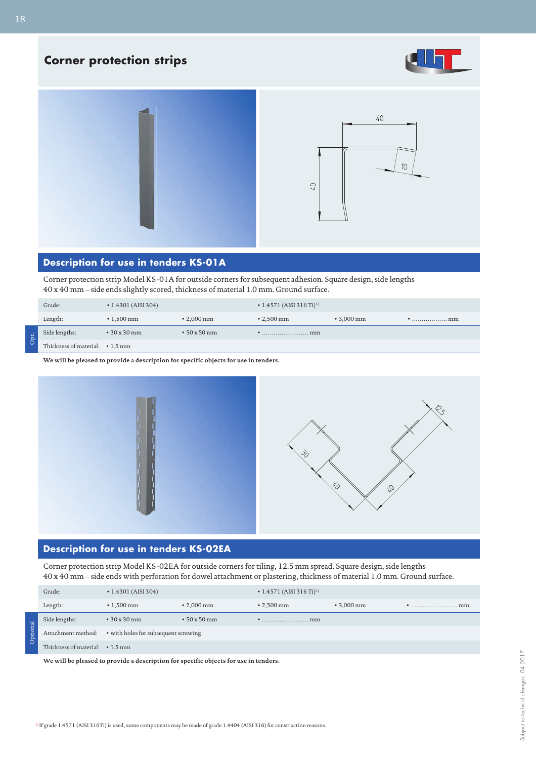# Corner protection strips

## Description for use in tenders KS-01A

Corner protection strip Model KS-01A for outside corners for subsequent adhesion. Square design, side lengths 40 x 40 mm – side ends slightly scored, thickness of material 1.0 mm. Ground surface.

| | | | | | |
|---|---|---|---|---|---|
| Grade: | • 1.4301 (AISI 304) | | • 1.4571 (AISI 316 Ti)[1] | | |
| Length: | • 1,500 mm | • 2,000 mm | • 2,500 mm | • 3,000 mm | • .................. mm |
| Opt. Side lengths: | • 30 x 30 mm | • 50 x 50 mm | • ........................ mm | | |
| Opt. Thickness of material: | • 1.5 mm | | | | |

**We will be pleased to provide a description for specific objects for use in tenders.**

## Description for use in tenders KS-02EA

Corner protection strip Model KS-02EA for outside corners for tiling, 12.5 mm spread. Square design, side lengths 40 x 40 mm – side ends with perforation for dowel attachment or plastering, thickness of material 1.0 mm. Ground surface.

| | | | | | |
|---|---|---|---|---|---|
| Grade: | • 1.4301 (AISI 304) | | • 1.4571 (AISI 316 Ti)[1] | | |
| Length: | • 1,500 mm | • 2,000 mm | • 2,500 mm | • 3,000 mm | • ........................ mm |
| Optional Side lengths: | • 30 x 30 mm | • 50 x 50 mm | • ........................ mm | | |
| Optional Attachment method: | • with holes for subsequent screwing | | | | |
| Optional Thickness of material: | • 1.5 mm | | | | |

**We will be pleased to provide a description for specific objects for use in tenders.**

[1] If grade 1.4571 (AISI 316Ti) is used, some components may be made of grade 1.4404 (AISI 316) for construction reasons.

Subject to technical changes. 04 2017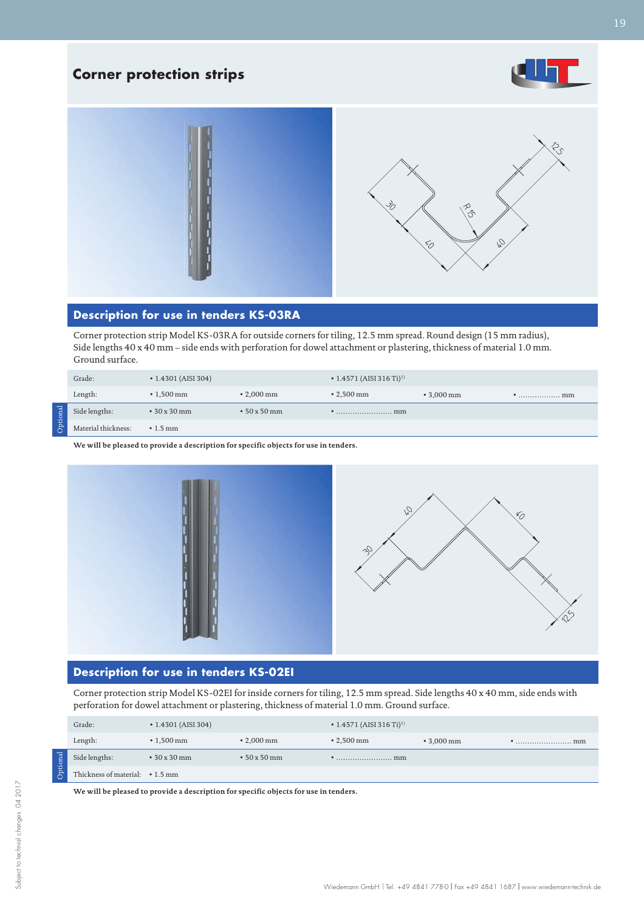# Corner protection strips

## Description for use in tenders KS-03RA

Corner protection strip Model KS-03RA for outside corners for tiling, 12.5 mm spread. Round design (15 mm radius), Side lengths 40 x 40 mm – side ends with perforation for dowel attachment or plastering, thickness of material 1.0 mm. Ground surface.

| | | | | | | |
|---|---|---|---|---|---|---|
| | Grade: | • 1.4301 (AISI 304) | | • 1.4571 (AISI 316 Ti)[1] | | |
| | Length: | • 1,500 mm | • 2,000 mm | • 2,500 mm | • 3,000 mm | • .................. mm |
| Optional | Side lengths: | • 30 x 30 mm | • 50 x 50 mm | • ........................ mm | | |
| | Material thickness: | • 1.5 mm | | | | |

**We will be pleased to provide a description for specific objects for use in tenders.**

## Description for use in tenders KS-02EI

Corner protection strip Model KS-02EI for inside corners for tiling, 12.5 mm spread. Side lengths 40 x 40 mm, side ends with perforation for dowel attachment or plastering, thickness of material 1.0 mm. Ground surface.

| | | | | | | |
|---|---|---|---|---|---|---|
| | Grade: | • 1.4301 (AISI 304) | | • 1.4571 (AISI 316 Ti)[1] | | |
| | Length: | • 1,500 mm | • 2,000 mm | • 2,500 mm | • 3,000 mm | • ........................ mm |
| Optional | Side lengths: | • 30 x 30 mm | • 50 x 50 mm | • ........................ mm | | |
| | Thickness of material: | • 1.5 mm | | | | |

**We will be pleased to provide a description for specific objects for use in tenders.**

Subject to technical changes. 04 2017

Wiedemann GmbH | Tel. +49 4841 778-0 | Fax +49 4841 1687 | www.wiedemann-technik.de